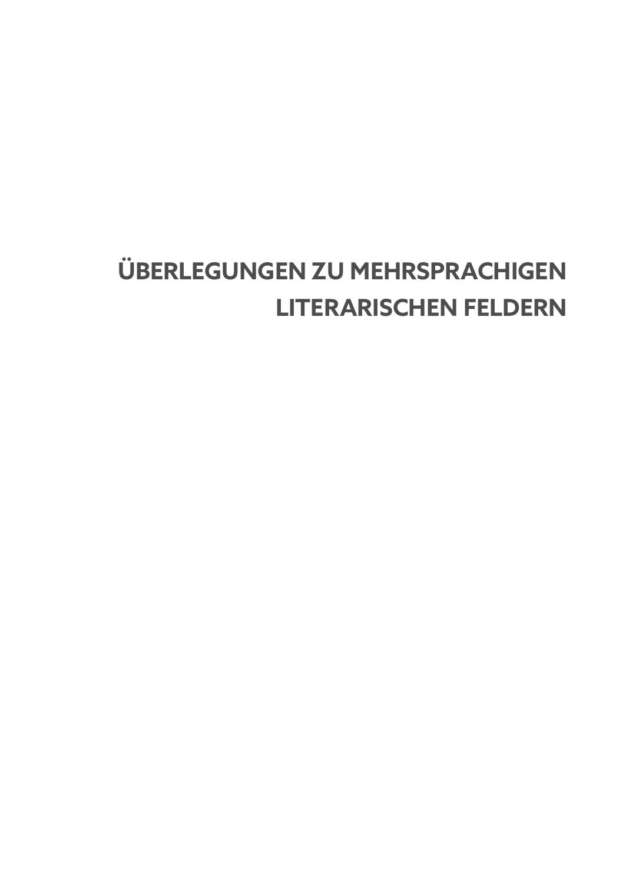# ÜBERLEGUNGEN ZU MEHRSPRACHIGEN LITERARISCHEN FELDERN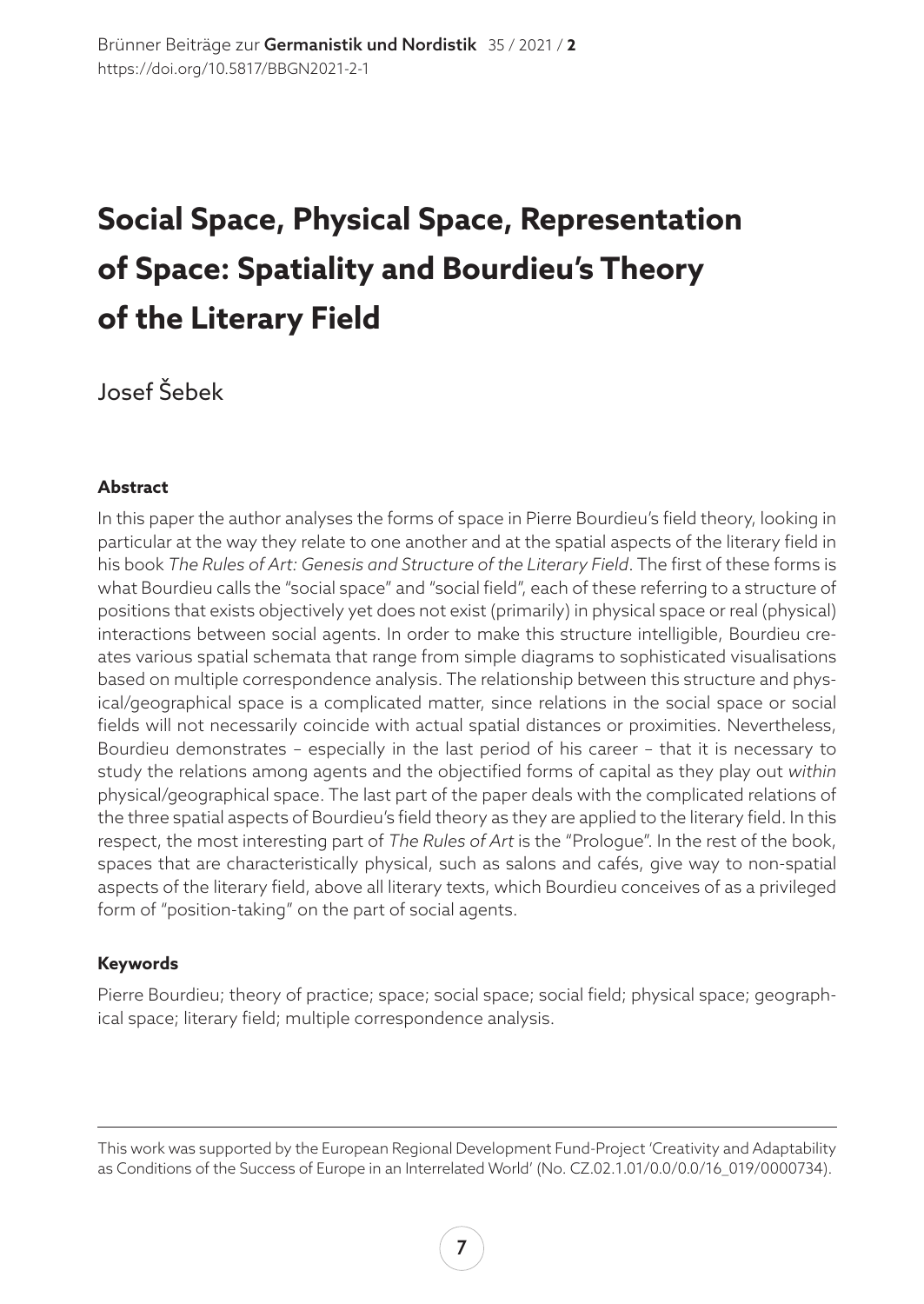# Social Space, Physical Space, Representation of Space: Spatiality and Bourdieu's Theory of the Literary Field

Josef Šebek

### Abstract

In this paper the author analyses the forms of space in Pierre Bourdieu's field theory, looking in particular at the way they relate to one another and at the spatial aspects of the literary field in his book *The Rules of Art: Genesis and Structure of the Literary Field*. The first of these forms is what Bourdieu calls the "social space" and "social field", each of these referring to a structure of positions that exists objectively yet does not exist (primarily) in physical space or real (physical) interactions between social agents. In order to make this structure intelligible, Bourdieu creates various spatial schemata that range from simple diagrams to sophisticated visualisations based on multiple correspondence analysis. The relationship between this structure and physical/geographical space is a complicated matter, since relations in the social space or social fields will not necessarily coincide with actual spatial distances or proximities. Nevertheless, Bourdieu demonstrates – especially in the last period of his career – that it is necessary to study the relations among agents and the objectified forms of capital as they play out *within* physical/geographical space. The last part of the paper deals with the complicated relations of the three spatial aspects of Bourdieu's field theory as they are applied to the literary field. In this respect, the most interesting part of *The Rules of Art* is the "Prologue". In the rest of the book, spaces that are characteristically physical, such as salons and cafés, give way to non-spatial aspects of the literary field, above all literary texts, which Bourdieu conceives of as a privileged form of "position-taking" on the part of social agents.

### Keywords

Pierre Bourdieu; theory of practice; space; social space; social field; physical space; geographical space; literary field; multiple correspondence analysis.

---

This work was supported by the European Regional Development Fund-Project 'Creativity and Adaptability as Conditions of the Success of Europe in an Interrelated World' (No. CZ.02.1.01/0.0/0.0/16_019/0000734).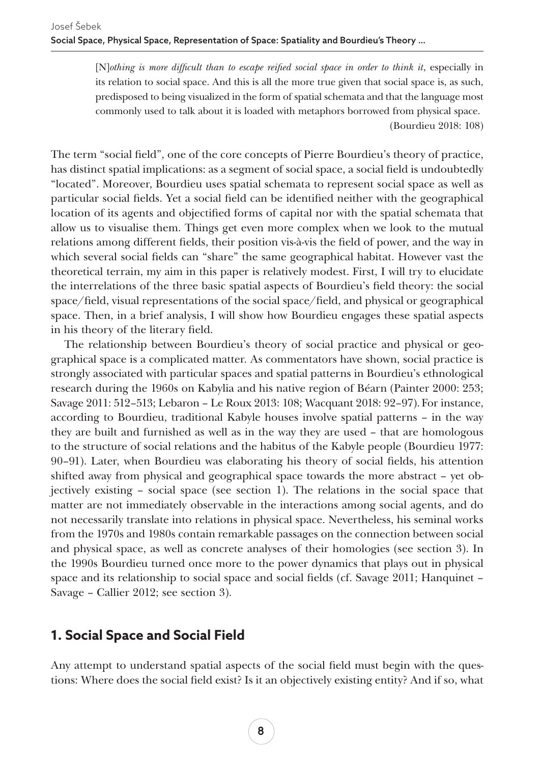> [N]*othing is more difficult than to escape reified social space in order to think it*, especially in its relation to social space. And this is all the more true given that social space is, as such, predisposed to being visualized in the form of spatial schemata and that the language most commonly used to talk about it is loaded with metaphors borrowed from physical space.
> (Bourdieu 2018: 108)

The term "social field", one of the core concepts of Pierre Bourdieu's theory of practice, has distinct spatial implications: as a segment of social space, a social field is undoubtedly "located". Moreover, Bourdieu uses spatial schemata to represent social space as well as particular social fields. Yet a social field can be identified neither with the geographical location of its agents and objectified forms of capital nor with the spatial schemata that allow us to visualise them. Things get even more complex when we look to the mutual relations among different fields, their position vis-à-vis the field of power, and the way in which several social fields can "share" the same geographical habitat. However vast the theoretical terrain, my aim in this paper is relatively modest. First, I will try to elucidate the interrelations of the three basic spatial aspects of Bourdieu's field theory: the social space/field, visual representations of the social space/field, and physical or geographical space. Then, in a brief analysis, I will show how Bourdieu engages these spatial aspects in his theory of the literary field.

The relationship between Bourdieu's theory of social practice and physical or geographical space is a complicated matter. As commentators have shown, social practice is strongly associated with particular spaces and spatial patterns in Bourdieu's ethnological research during the 1960s on Kabylia and his native region of Béarn (Painter 2000: 253; Savage 2011: 512–513; Lebaron – Le Roux 2013: 108; Wacquant 2018: 92–97). For instance, according to Bourdieu, traditional Kabyle houses involve spatial patterns – in the way they are built and furnished as well as in the way they are used – that are homologous to the structure of social relations and the habitus of the Kabyle people (Bourdieu 1977: 90–91). Later, when Bourdieu was elaborating his theory of social fields, his attention shifted away from physical and geographical space towards the more abstract – yet objectively existing – social space (see section 1). The relations in the social space that matter are not immediately observable in the interactions among social agents, and do not necessarily translate into relations in physical space. Nevertheless, his seminal works from the 1970s and 1980s contain remarkable passages on the connection between social and physical space, as well as concrete analyses of their homologies (see section 3). In the 1990s Bourdieu turned once more to the power dynamics that plays out in physical space and its relationship to social space and social fields (cf. Savage 2011; Hanquinet – Savage – Callier 2012; see section 3).

## 1. Social Space and Social Field

Any attempt to understand spatial aspects of the social field must begin with the questions: Where does the social field exist? Is it an objectively existing entity? And if so, what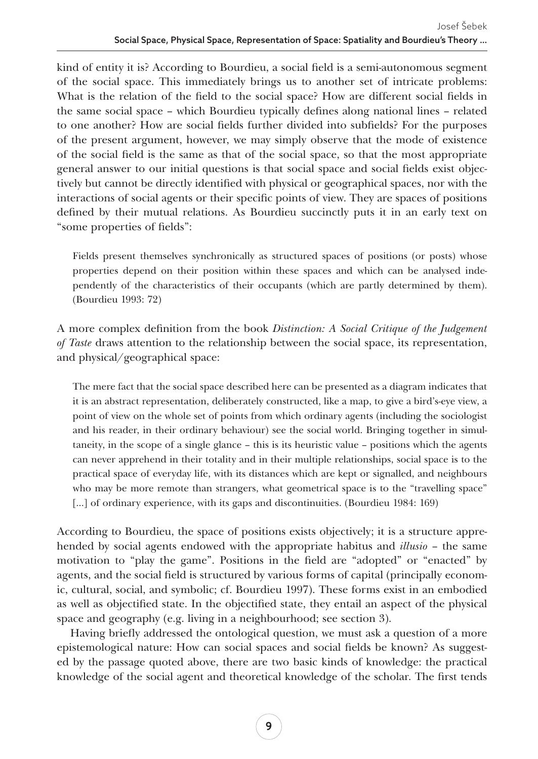kind of entity it is? According to Bourdieu, a social field is a semi-autonomous segment of the social space. This immediately brings us to another set of intricate problems: What is the relation of the field to the social space? How are different social fields in the same social space – which Bourdieu typically defines along national lines – related to one another? How are social fields further divided into subfields? For the purposes of the present argument, however, we may simply observe that the mode of existence of the social field is the same as that of the social space, so that the most appropriate general answer to our initial questions is that social space and social fields exist objectively but cannot be directly identified with physical or geographical spaces, nor with the interactions of social agents or their specific points of view. They are spaces of positions defined by their mutual relations. As Bourdieu succinctly puts it in an early text on "some properties of fields":

> Fields present themselves synchronically as structured spaces of positions (or posts) whose properties depend on their position within these spaces and which can be analysed independently of the characteristics of their occupants (which are partly determined by them). (Bourdieu 1993: 72)

A more complex definition from the book *Distinction: A Social Critique of the Judgement of Taste* draws attention to the relationship between the social space, its representation, and physical/geographical space:

> The mere fact that the social space described here can be presented as a diagram indicates that it is an abstract representation, deliberately constructed, like a map, to give a bird's-eye view, a point of view on the whole set of points from which ordinary agents (including the sociologist and his reader, in their ordinary behaviour) see the social world. Bringing together in simultaneity, in the scope of a single glance – this is its heuristic value – positions which the agents can never apprehend in their totality and in their multiple relationships, social space is to the practical space of everyday life, with its distances which are kept or signalled, and neighbours who may be more remote than strangers, what geometrical space is to the "travelling space" [...] of ordinary experience, with its gaps and discontinuities. (Bourdieu 1984: 169)

According to Bourdieu, the space of positions exists objectively; it is a structure apprehended by social agents endowed with the appropriate habitus and *illusio* – the same motivation to "play the game". Positions in the field are "adopted" or "enacted" by agents, and the social field is structured by various forms of capital (principally economic, cultural, social, and symbolic; cf. Bourdieu 1997). These forms exist in an embodied as well as objectified state. In the objectified state, they entail an aspect of the physical space and geography (e.g. living in a neighbourhood; see section 3).

Having briefly addressed the ontological question, we must ask a question of a more epistemological nature: How can social spaces and social fields be known? As suggested by the passage quoted above, there are two basic kinds of knowledge: the practical knowledge of the social agent and theoretical knowledge of the scholar. The first tends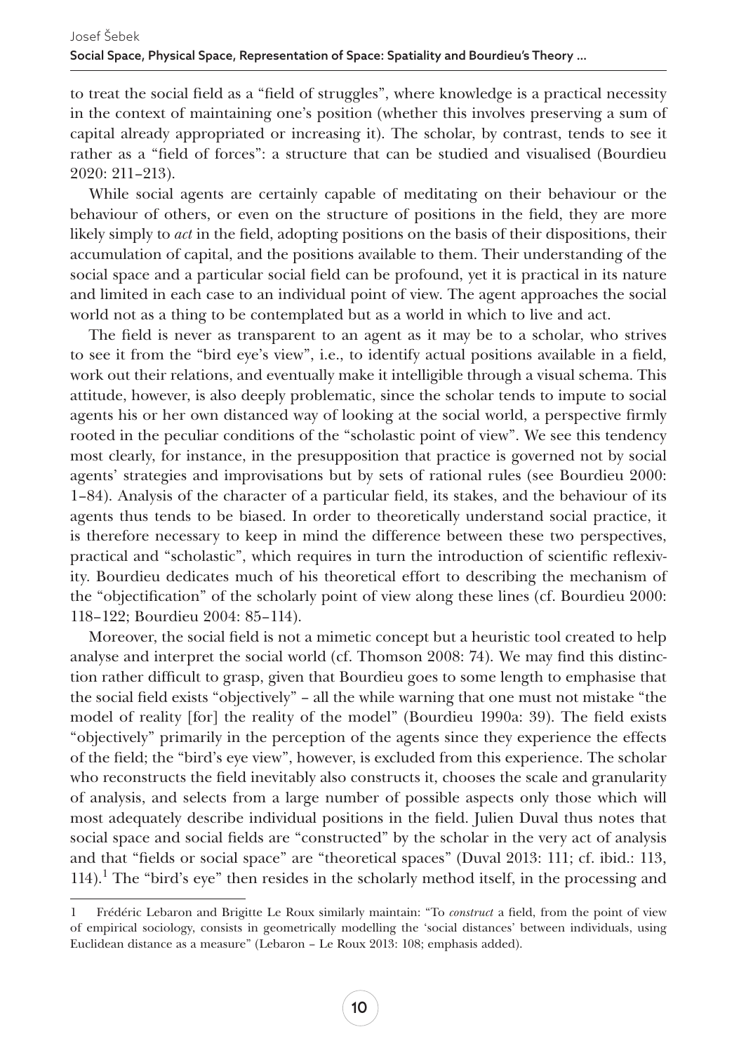to treat the social field as a "field of struggles", where knowledge is a practical necessity in the context of maintaining one's position (whether this involves preserving a sum of capital already appropriated or increasing it). The scholar, by contrast, tends to see it rather as a "field of forces": a structure that can be studied and visualised (Bourdieu 2020: 211–213).

While social agents are certainly capable of meditating on their behaviour or the behaviour of others, or even on the structure of positions in the field, they are more likely simply to *act* in the field, adopting positions on the basis of their dispositions, their accumulation of capital, and the positions available to them. Their understanding of the social space and a particular social field can be profound, yet it is practical in its nature and limited in each case to an individual point of view. The agent approaches the social world not as a thing to be contemplated but as a world in which to live and act.

The field is never as transparent to an agent as it may be to a scholar, who strives to see it from the "bird eye's view", i.e., to identify actual positions available in a field, work out their relations, and eventually make it intelligible through a visual schema. This attitude, however, is also deeply problematic, since the scholar tends to impute to social agents his or her own distanced way of looking at the social world, a perspective firmly rooted in the peculiar conditions of the "scholastic point of view". We see this tendency most clearly, for instance, in the presupposition that practice is governed not by social agents' strategies and improvisations but by sets of rational rules (see Bourdieu 2000: 1–84). Analysis of the character of a particular field, its stakes, and the behaviour of its agents thus tends to be biased. In order to theoretically understand social practice, it is therefore necessary to keep in mind the difference between these two perspectives, practical and "scholastic", which requires in turn the introduction of scientific reflexivity. Bourdieu dedicates much of his theoretical effort to describing the mechanism of the "objectification" of the scholarly point of view along these lines (cf. Bourdieu 2000: 118–122; Bourdieu 2004: 85–114).

Moreover, the social field is not a mimetic concept but a heuristic tool created to help analyse and interpret the social world (cf. Thomson 2008: 74). We may find this distinction rather difficult to grasp, given that Bourdieu goes to some length to emphasise that the social field exists "objectively" – all the while warning that one must not mistake "the model of reality [for] the reality of the model" (Bourdieu 1990a: 39). The field exists "objectively" primarily in the perception of the agents since they experience the effects of the field; the "bird's eye view", however, is excluded from this experience. The scholar who reconstructs the field inevitably also constructs it, chooses the scale and granularity of analysis, and selects from a large number of possible aspects only those which will most adequately describe individual positions in the field. Julien Duval thus notes that social space and social fields are "constructed" by the scholar in the very act of analysis and that "fields or social space" are "theoretical spaces" (Duval 2013: 111; cf. ibid.: 113, 114).[1] The "bird's eye" then resides in the scholarly method itself, in the processing and

---

1 Frédéric Lebaron and Brigitte Le Roux similarly maintain: "To *construct* a field, from the point of view of empirical sociology, consists in geometrically modelling the 'social distances' between individuals, using Euclidean distance as a measure" (Lebaron – Le Roux 2013: 108; emphasis added).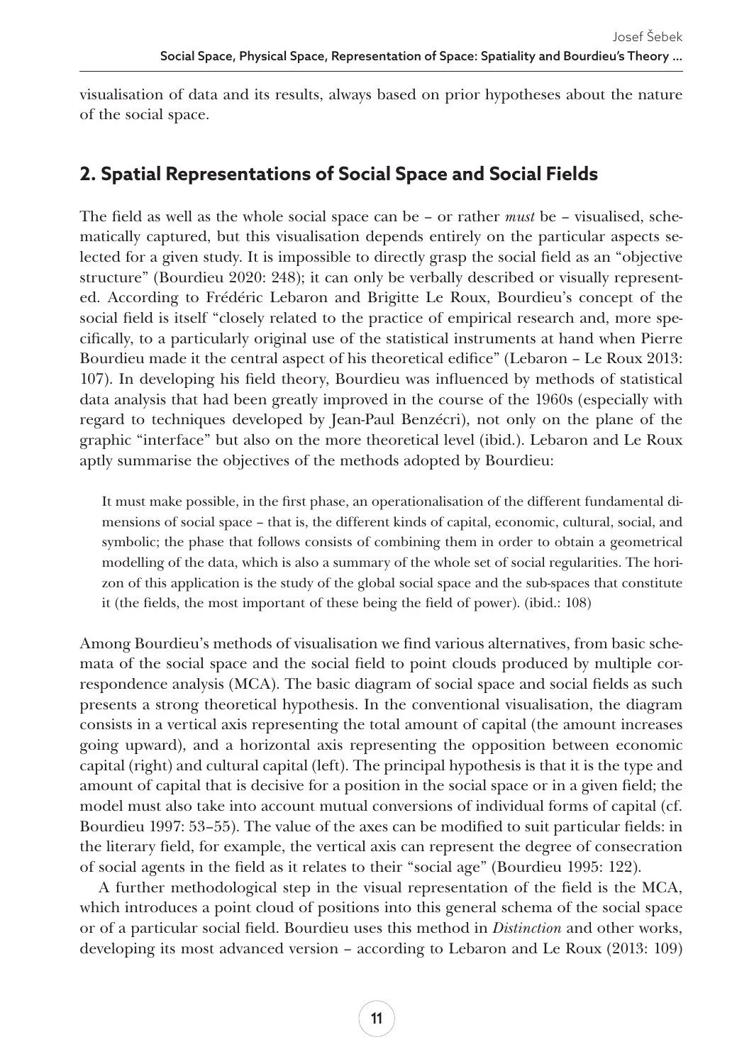visualisation of data and its results, always based on prior hypotheses about the nature of the social space.

## 2. Spatial Representations of Social Space and Social Fields

The field as well as the whole social space can be – or rather *must* be – visualised, schematically captured, but this visualisation depends entirely on the particular aspects selected for a given study. It is impossible to directly grasp the social field as an "objective structure" (Bourdieu 2020: 248); it can only be verbally described or visually represented. According to Frédéric Lebaron and Brigitte Le Roux, Bourdieu's concept of the social field is itself "closely related to the practice of empirical research and, more specifically, to a particularly original use of the statistical instruments at hand when Pierre Bourdieu made it the central aspect of his theoretical edifice" (Lebaron – Le Roux 2013: 107). In developing his field theory, Bourdieu was influenced by methods of statistical data analysis that had been greatly improved in the course of the 1960s (especially with regard to techniques developed by Jean-Paul Benzécri), not only on the plane of the graphic "interface" but also on the more theoretical level (ibid.). Lebaron and Le Roux aptly summarise the objectives of the methods adopted by Bourdieu:

> It must make possible, in the first phase, an operationalisation of the different fundamental dimensions of social space – that is, the different kinds of capital, economic, cultural, social, and symbolic; the phase that follows consists of combining them in order to obtain a geometrical modelling of the data, which is also a summary of the whole set of social regularities. The horizon of this application is the study of the global social space and the sub-spaces that constitute it (the fields, the most important of these being the field of power). (ibid.: 108)

Among Bourdieu's methods of visualisation we find various alternatives, from basic schemata of the social space and the social field to point clouds produced by multiple correspondence analysis (MCA). The basic diagram of social space and social fields as such presents a strong theoretical hypothesis. In the conventional visualisation, the diagram consists in a vertical axis representing the total amount of capital (the amount increases going upward), and a horizontal axis representing the opposition between economic capital (right) and cultural capital (left). The principal hypothesis is that it is the type and amount of capital that is decisive for a position in the social space or in a given field; the model must also take into account mutual conversions of individual forms of capital (cf. Bourdieu 1997: 53–55). The value of the axes can be modified to suit particular fields: in the literary field, for example, the vertical axis can represent the degree of consecration of social agents in the field as it relates to their "social age" (Bourdieu 1995: 122).

A further methodological step in the visual representation of the field is the MCA, which introduces a point cloud of positions into this general schema of the social space or of a particular social field. Bourdieu uses this method in *Distinction* and other works, developing its most advanced version – according to Lebaron and Le Roux (2013: 109)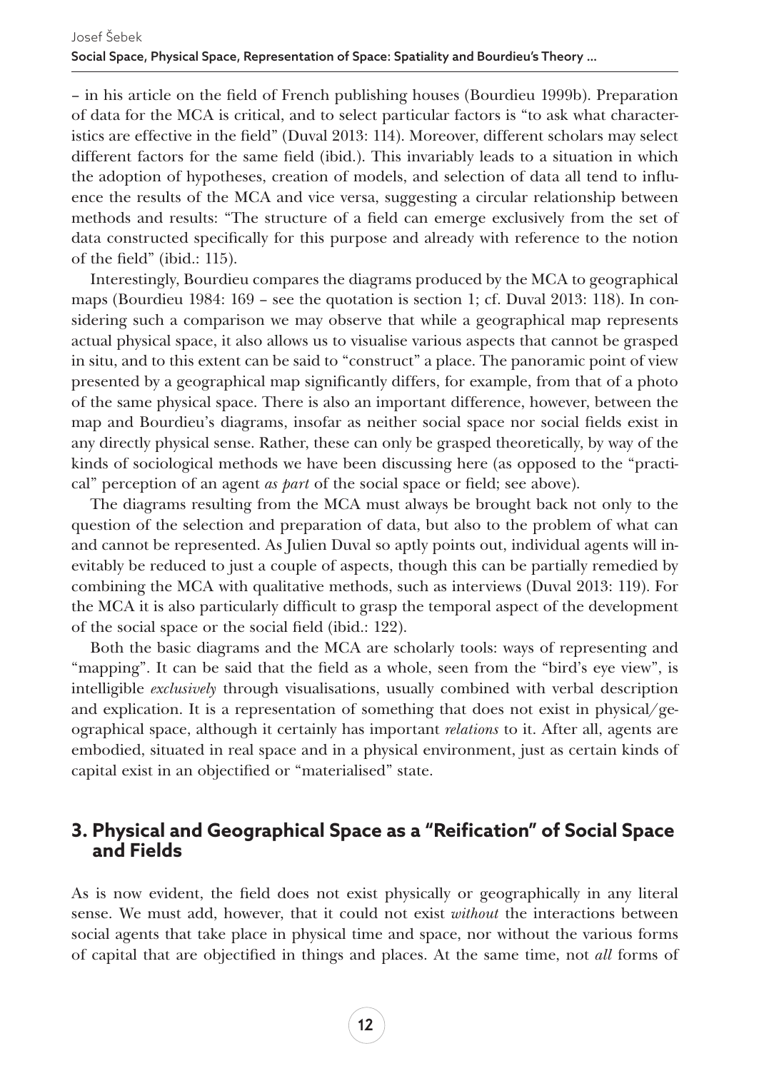– in his article on the field of French publishing houses (Bourdieu 1999b). Preparation of data for the MCA is critical, and to select particular factors is "to ask what characteristics are effective in the field" (Duval 2013: 114). Moreover, different scholars may select different factors for the same field (ibid.). This invariably leads to a situation in which the adoption of hypotheses, creation of models, and selection of data all tend to influence the results of the MCA and vice versa, suggesting a circular relationship between methods and results: "The structure of a field can emerge exclusively from the set of data constructed specifically for this purpose and already with reference to the notion of the field" (ibid.: 115).

Interestingly, Bourdieu compares the diagrams produced by the MCA to geographical maps (Bourdieu 1984: 169 – see the quotation is section 1; cf. Duval 2013: 118). In considering such a comparison we may observe that while a geographical map represents actual physical space, it also allows us to visualise various aspects that cannot be grasped in situ, and to this extent can be said to "construct" a place. The panoramic point of view presented by a geographical map significantly differs, for example, from that of a photo of the same physical space. There is also an important difference, however, between the map and Bourdieu's diagrams, insofar as neither social space nor social fields exist in any directly physical sense. Rather, these can only be grasped theoretically, by way of the kinds of sociological methods we have been discussing here (as opposed to the "practical" perception of an agent *as part* of the social space or field; see above).

The diagrams resulting from the MCA must always be brought back not only to the question of the selection and preparation of data, but also to the problem of what can and cannot be represented. As Julien Duval so aptly points out, individual agents will inevitably be reduced to just a couple of aspects, though this can be partially remedied by combining the MCA with qualitative methods, such as interviews (Duval 2013: 119). For the MCA it is also particularly difficult to grasp the temporal aspect of the development of the social space or the social field (ibid.: 122).

Both the basic diagrams and the MCA are scholarly tools: ways of representing and "mapping". It can be said that the field as a whole, seen from the "bird's eye view", is intelligible *exclusively* through visualisations, usually combined with verbal description and explication. It is a representation of something that does not exist in physical/geographical space, although it certainly has important *relations* to it. After all, agents are embodied, situated in real space and in a physical environment, just as certain kinds of capital exist in an objectified or "materialised" state.

## 3. Physical and Geographical Space as a "Reification" of Social Space and Fields

As is now evident, the field does not exist physically or geographically in any literal sense. We must add, however, that it could not exist *without* the interactions between social agents that take place in physical time and space, nor without the various forms of capital that are objectified in things and places. At the same time, not *all* forms of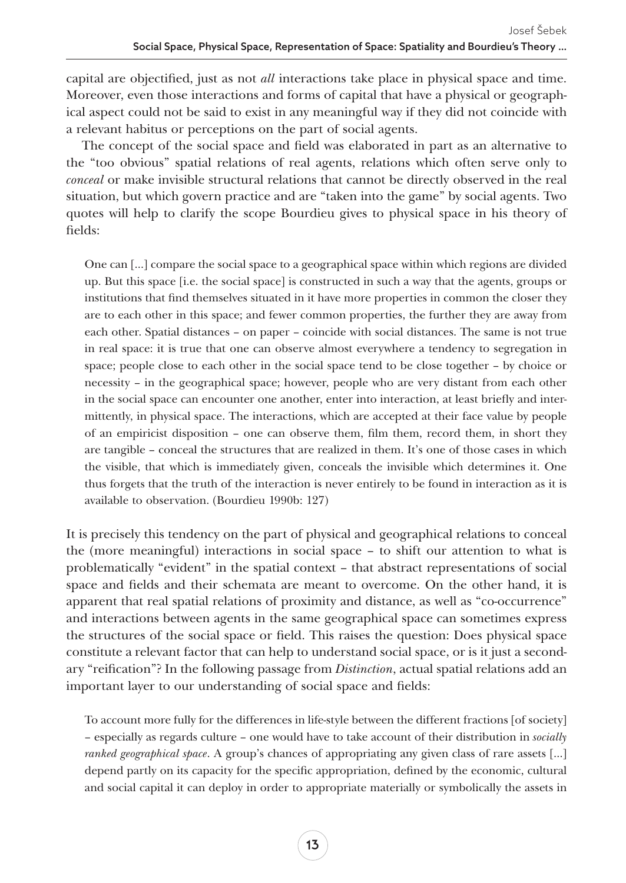capital are objectified, just as not *all* interactions take place in physical space and time. Moreover, even those interactions and forms of capital that have a physical or geographical aspect could not be said to exist in any meaningful way if they did not coincide with a relevant habitus or perceptions on the part of social agents.

The concept of the social space and field was elaborated in part as an alternative to the "too obvious" spatial relations of real agents, relations which often serve only to *conceal* or make invisible structural relations that cannot be directly observed in the real situation, but which govern practice and are "taken into the game" by social agents. Two quotes will help to clarify the scope Bourdieu gives to physical space in his theory of fields:

> One can [...] compare the social space to a geographical space within which regions are divided up. But this space [i.e. the social space] is constructed in such a way that the agents, groups or institutions that find themselves situated in it have more properties in common the closer they are to each other in this space; and fewer common properties, the further they are away from each other. Spatial distances – on paper – coincide with social distances. The same is not true in real space: it is true that one can observe almost everywhere a tendency to segregation in space; people close to each other in the social space tend to be close together – by choice or necessity – in the geographical space; however, people who are very distant from each other in the social space can encounter one another, enter into interaction, at least briefly and intermittently, in physical space. The interactions, which are accepted at their face value by people of an empiricist disposition – one can observe them, film them, record them, in short they are tangible – conceal the structures that are realized in them. It's one of those cases in which the visible, that which is immediately given, conceals the invisible which determines it. One thus forgets that the truth of the interaction is never entirely to be found in interaction as it is available to observation. (Bourdieu 1990b: 127)

It is precisely this tendency on the part of physical and geographical relations to conceal the (more meaningful) interactions in social space – to shift our attention to what is problematically "evident" in the spatial context – that abstract representations of social space and fields and their schemata are meant to overcome. On the other hand, it is apparent that real spatial relations of proximity and distance, as well as "co-occurrence" and interactions between agents in the same geographical space can sometimes express the structures of the social space or field. This raises the question: Does physical space constitute a relevant factor that can help to understand social space, or is it just a secondary "reification"? In the following passage from *Distinction*, actual spatial relations add an important layer to our understanding of social space and fields:

> To account more fully for the differences in life-style between the different fractions [of society] – especially as regards culture – one would have to take account of their distribution in *socially ranked geographical space*. A group's chances of appropriating any given class of rare assets [...] depend partly on its capacity for the specific appropriation, defined by the economic, cultural and social capital it can deploy in order to appropriate materially or symbolically the assets in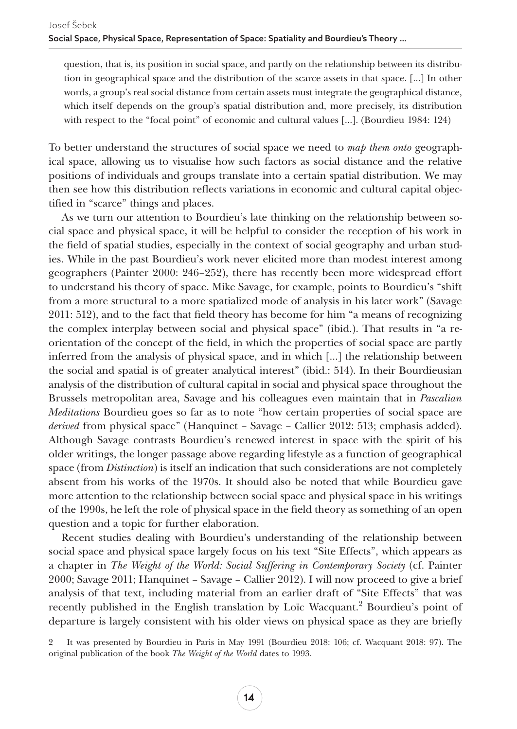> question, that is, its position in social space, and partly on the relationship between its distribution in geographical space and the distribution of the scarce assets in that space. [...] In other words, a group's real social distance from certain assets must integrate the geographical distance, which itself depends on the group's spatial distribution and, more precisely, its distribution with respect to the "focal point" of economic and cultural values [...]. (Bourdieu 1984: 124)

To better understand the structures of social space we need to *map them onto* geographical space, allowing us to visualise how such factors as social distance and the relative positions of individuals and groups translate into a certain spatial distribution. We may then see how this distribution reflects variations in economic and cultural capital objectified in "scarce" things and places.

As we turn our attention to Bourdieu's late thinking on the relationship between social space and physical space, it will be helpful to consider the reception of his work in the field of spatial studies, especially in the context of social geography and urban studies. While in the past Bourdieu's work never elicited more than modest interest among geographers (Painter 2000: 246–252), there has recently been more widespread effort to understand his theory of space. Mike Savage, for example, points to Bourdieu's "shift from a more structural to a more spatialized mode of analysis in his later work" (Savage 2011: 512), and to the fact that field theory has become for him "a means of recognizing the complex interplay between social and physical space" (ibid.). That results in "a reorientation of the concept of the field, in which the properties of social space are partly inferred from the analysis of physical space, and in which [...] the relationship between the social and spatial is of greater analytical interest" (ibid.: 514). In their Bourdieusian analysis of the distribution of cultural capital in social and physical space throughout the Brussels metropolitan area, Savage and his colleagues even maintain that in *Pascalian Meditations* Bourdieu goes so far as to note "how certain properties of social space are *derived* from physical space" (Hanquinet – Savage – Callier 2012: 513; emphasis added). Although Savage contrasts Bourdieu's renewed interest in space with the spirit of his older writings, the longer passage above regarding lifestyle as a function of geographical space (from *Distinction*) is itself an indication that such considerations are not completely absent from his works of the 1970s. It should also be noted that while Bourdieu gave more attention to the relationship between social space and physical space in his writings of the 1990s, he left the role of physical space in the field theory as something of an open question and a topic for further elaboration.

Recent studies dealing with Bourdieu's understanding of the relationship between social space and physical space largely focus on his text "Site Effects", which appears as a chapter in *The Weight of the World: Social Suffering in Contemporary Society* (cf. Painter 2000; Savage 2011; Hanquinet – Savage – Callier 2012). I will now proceed to give a brief analysis of that text, including material from an earlier draft of "Site Effects" that was recently published in the English translation by Loïc Wacquant.[2] Bourdieu's point of departure is largely consistent with his older views on physical space as they are briefly

---

2 It was presented by Bourdieu in Paris in May 1991 (Bourdieu 2018: 106; cf. Wacquant 2018: 97). The original publication of the book *The Weight of the World* dates to 1993.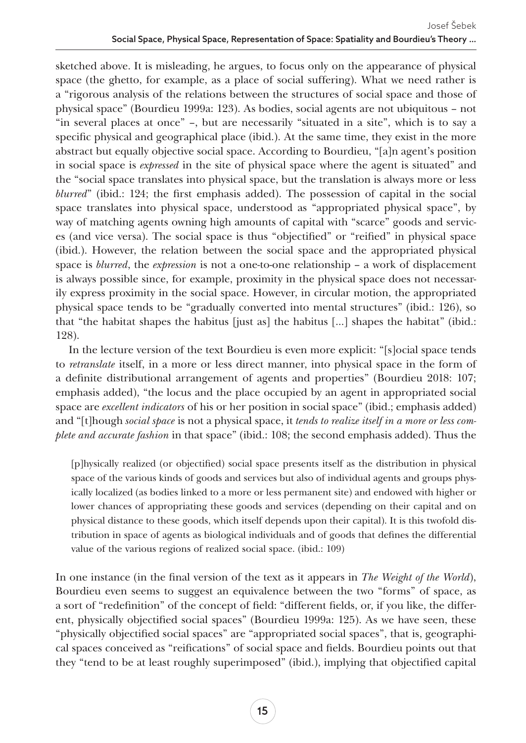sketched above. It is misleading, he argues, to focus only on the appearance of physical space (the ghetto, for example, as a place of social suffering). What we need rather is a "rigorous analysis of the relations between the structures of social space and those of physical space" (Bourdieu 1999a: 123). As bodies, social agents are not ubiquitous – not "in several places at once" –, but are necessarily "situated in a site", which is to say a specific physical and geographical place (ibid.). At the same time, they exist in the more abstract but equally objective social space. According to Bourdieu, "[a]n agent's position in social space is *expressed* in the site of physical space where the agent is situated" and the "social space translates into physical space, but the translation is always more or less *blurred*" (ibid.: 124; the first emphasis added). The possession of capital in the social space translates into physical space, understood as "appropriated physical space", by way of matching agents owning high amounts of capital with "scarce" goods and services (and vice versa). The social space is thus "objectified" or "reified" in physical space (ibid.). However, the relation between the social space and the appropriated physical space is *blurred*, the *expression* is not a one-to-one relationship – a work of displacement is always possible since, for example, proximity in the physical space does not necessarily express proximity in the social space. However, in circular motion, the appropriated physical space tends to be "gradually converted into mental structures" (ibid.: 126), so that "the habitat shapes the habitus [just as] the habitus [...] shapes the habitat" (ibid.: 128).

In the lecture version of the text Bourdieu is even more explicit: "[s]ocial space tends to *retranslate* itself, in a more or less direct manner, into physical space in the form of a definite distributional arrangement of agents and properties" (Bourdieu 2018: 107; emphasis added), "the locus and the place occupied by an agent in appropriated social space are *excellent indicators* of his or her position in social space" (ibid.; emphasis added) and "[t]hough *social space* is not a physical space, it *tends to realize itself in a more or less complete and accurate fashion* in that space" (ibid.: 108; the second emphasis added). Thus the

> [p]hysically realized (or objectified) social space presents itself as the distribution in physical space of the various kinds of goods and services but also of individual agents and groups physically localized (as bodies linked to a more or less permanent site) and endowed with higher or lower chances of appropriating these goods and services (depending on their capital and on physical distance to these goods, which itself depends upon their capital). It is this twofold distribution in space of agents as biological individuals and of goods that defines the differential value of the various regions of realized social space. (ibid.: 109)

In one instance (in the final version of the text as it appears in *The Weight of the World*), Bourdieu even seems to suggest an equivalence between the two "forms" of space, as a sort of "redefinition" of the concept of field: "different fields, or, if you like, the different, physically objectified social spaces" (Bourdieu 1999a: 125). As we have seen, these "physically objectified social spaces" are "appropriated social spaces", that is, geographical spaces conceived as "reifications" of social space and fields. Bourdieu points out that they "tend to be at least roughly superimposed" (ibid.), implying that objectified capital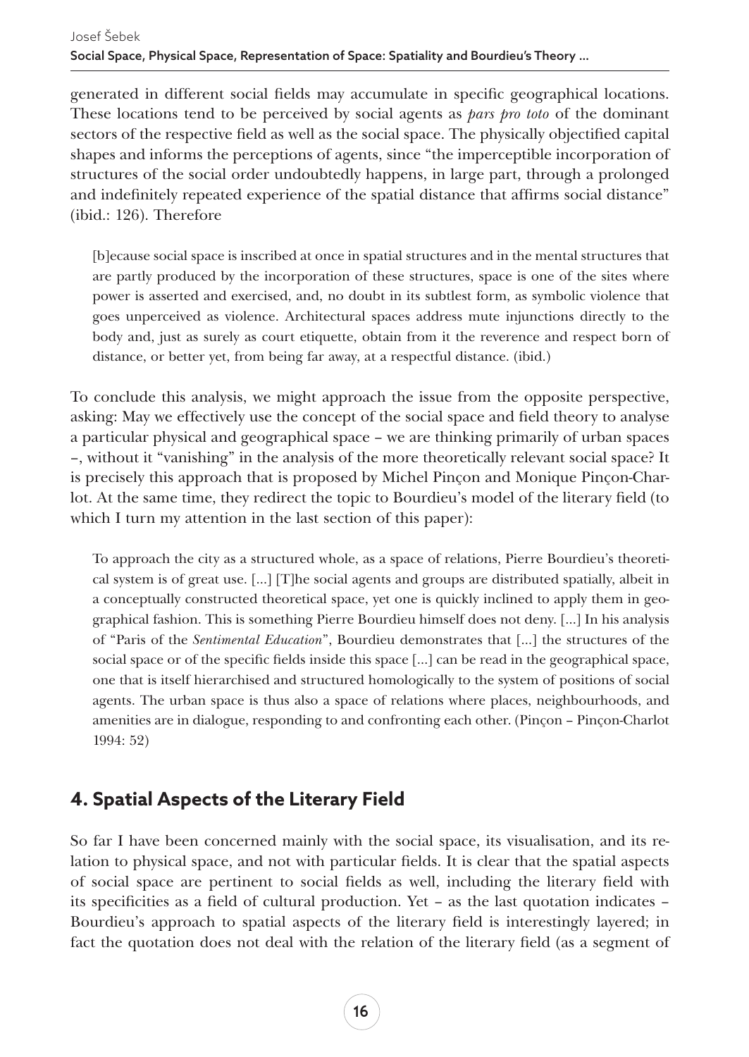generated in different social fields may accumulate in specific geographical locations. These locations tend to be perceived by social agents as *pars pro toto* of the dominant sectors of the respective field as well as the social space. The physically objectified capital shapes and informs the perceptions of agents, since "the imperceptible incorporation of structures of the social order undoubtedly happens, in large part, through a prolonged and indefinitely repeated experience of the spatial distance that affirms social distance" (ibid.: 126). Therefore

> [b]ecause social space is inscribed at once in spatial structures and in the mental structures that are partly produced by the incorporation of these structures, space is one of the sites where power is asserted and exercised, and, no doubt in its subtlest form, as symbolic violence that goes unperceived as violence. Architectural spaces address mute injunctions directly to the body and, just as surely as court etiquette, obtain from it the reverence and respect born of distance, or better yet, from being far away, at a respectful distance. (ibid.)

To conclude this analysis, we might approach the issue from the opposite perspective, asking: May we effectively use the concept of the social space and field theory to analyse a particular physical and geographical space – we are thinking primarily of urban spaces –, without it "vanishing" in the analysis of the more theoretically relevant social space? It is precisely this approach that is proposed by Michel Pinçon and Monique Pinçon-Charlot. At the same time, they redirect the topic to Bourdieu's model of the literary field (to which I turn my attention in the last section of this paper):

> To approach the city as a structured whole, as a space of relations, Pierre Bourdieu's theoretical system is of great use. [...] [T]he social agents and groups are distributed spatially, albeit in a conceptually constructed theoretical space, yet one is quickly inclined to apply them in geographical fashion. This is something Pierre Bourdieu himself does not deny. [...] In his analysis of "Paris of the *Sentimental Education*", Bourdieu demonstrates that [...] the structures of the social space or of the specific fields inside this space [...] can be read in the geographical space, one that is itself hierarchised and structured homologically to the system of positions of social agents. The urban space is thus also a space of relations where places, neighbourhoods, and amenities are in dialogue, responding to and confronting each other. (Pinçon – Pinçon-Charlot 1994: 52)

## 4. Spatial Aspects of the Literary Field

So far I have been concerned mainly with the social space, its visualisation, and its relation to physical space, and not with particular fields. It is clear that the spatial aspects of social space are pertinent to social fields as well, including the literary field with its specificities as a field of cultural production. Yet – as the last quotation indicates – Bourdieu's approach to spatial aspects of the literary field is interestingly layered; in fact the quotation does not deal with the relation of the literary field (as a segment of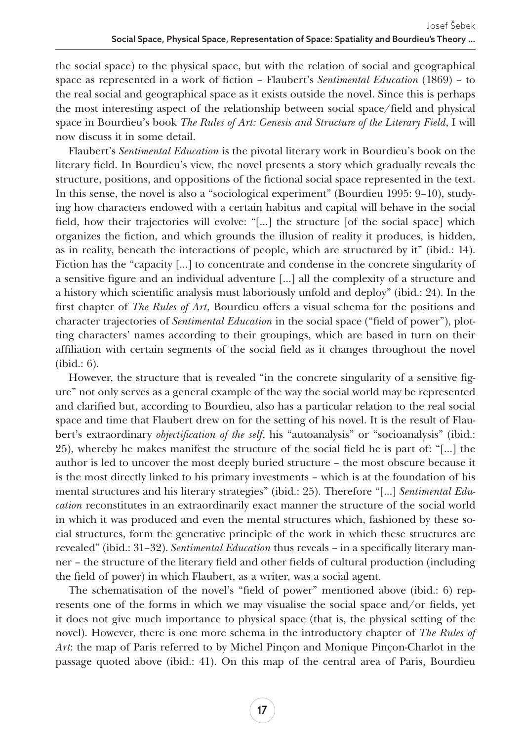the social space) to the physical space, but with the relation of social and geographical space as represented in a work of fiction – Flaubert's *Sentimental Education* (1869) – to the real social and geographical space as it exists outside the novel. Since this is perhaps the most interesting aspect of the relationship between social space/field and physical space in Bourdieu's book *The Rules of Art: Genesis and Structure of the Literary Field*, I will now discuss it in some detail.

Flaubert's *Sentimental Education* is the pivotal literary work in Bourdieu's book on the literary field. In Bourdieu's view, the novel presents a story which gradually reveals the structure, positions, and oppositions of the fictional social space represented in the text. In this sense, the novel is also a "sociological experiment" (Bourdieu 1995: 9–10), studying how characters endowed with a certain habitus and capital will behave in the social field, how their trajectories will evolve: "[...] the structure [of the social space] which organizes the fiction, and which grounds the illusion of reality it produces, is hidden, as in reality, beneath the interactions of people, which are structured by it" (ibid.: 14). Fiction has the "capacity [...] to concentrate and condense in the concrete singularity of a sensitive figure and an individual adventure [...] all the complexity of a structure and a history which scientific analysis must laboriously unfold and deploy" (ibid.: 24). In the first chapter of *The Rules of Art*, Bourdieu offers a visual schema for the positions and character trajectories of *Sentimental Education* in the social space ("field of power"), plotting characters' names according to their groupings, which are based in turn on their affiliation with certain segments of the social field as it changes throughout the novel (ibid.: 6).

However, the structure that is revealed "in the concrete singularity of a sensitive figure" not only serves as a general example of the way the social world may be represented and clarified but, according to Bourdieu, also has a particular relation to the real social space and time that Flaubert drew on for the setting of his novel. It is the result of Flaubert's extraordinary *objectification of the self*, his "autoanalysis" or "socioanalysis" (ibid.: 25), whereby he makes manifest the structure of the social field he is part of: "[...] the author is led to uncover the most deeply buried structure – the most obscure because it is the most directly linked to his primary investments – which is at the foundation of his mental structures and his literary strategies" (ibid.: 25). Therefore "[...] *Sentimental Education* reconstitutes in an extraordinarily exact manner the structure of the social world in which it was produced and even the mental structures which, fashioned by these social structures, form the generative principle of the work in which these structures are revealed" (ibid.: 31–32). *Sentimental Education* thus reveals – in a specifically literary manner – the structure of the literary field and other fields of cultural production (including the field of power) in which Flaubert, as a writer, was a social agent.

The schematisation of the novel's "field of power" mentioned above (ibid.: 6) represents one of the forms in which we may visualise the social space and/or fields, yet it does not give much importance to physical space (that is, the physical setting of the novel). However, there is one more schema in the introductory chapter of *The Rules of Art*: the map of Paris referred to by Michel Pinçon and Monique Pinçon-Charlot in the passage quoted above (ibid.: 41). On this map of the central area of Paris, Bourdieu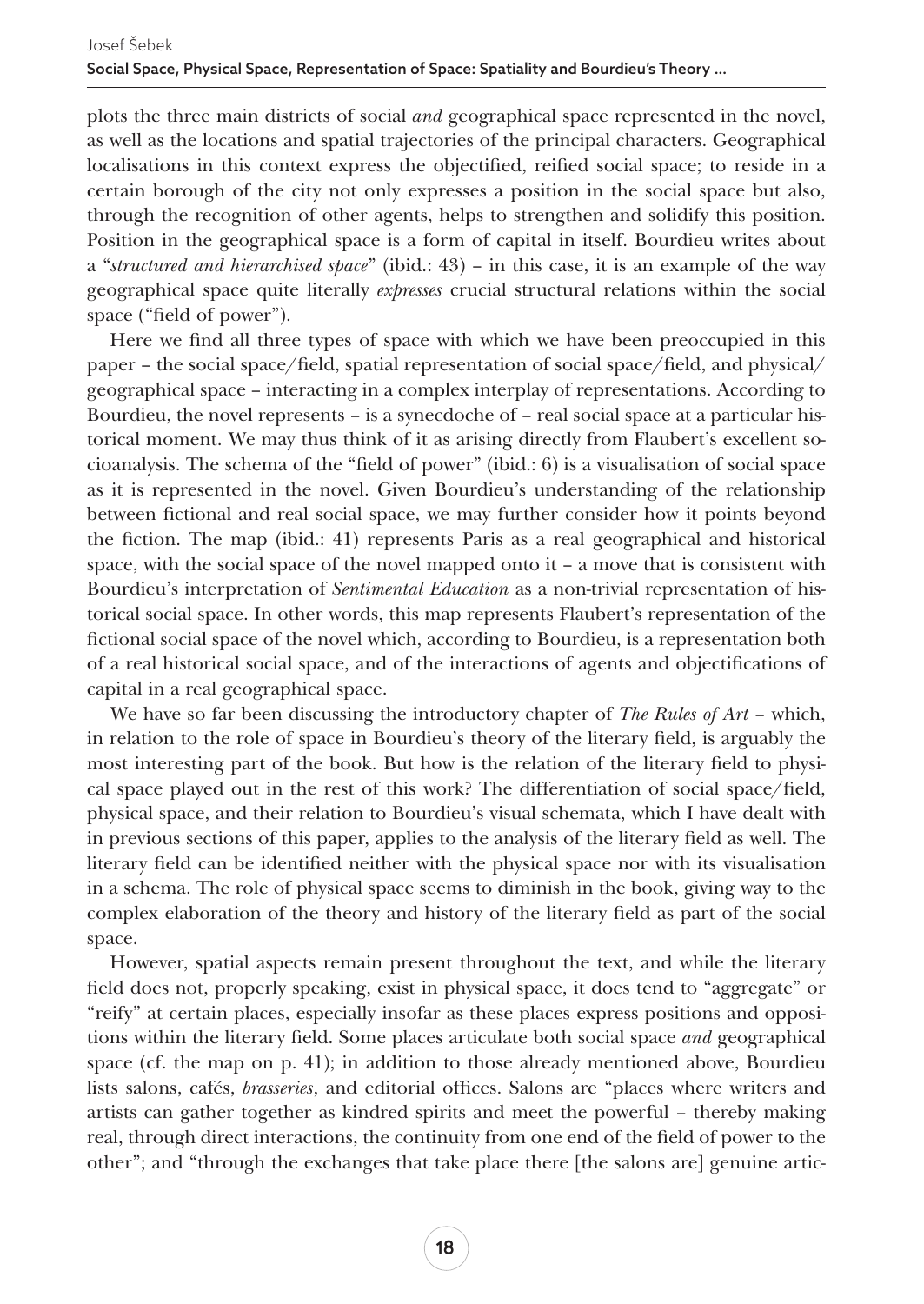plots the three main districts of social *and* geographical space represented in the novel, as well as the locations and spatial trajectories of the principal characters. Geographical localisations in this context express the objectified, reified social space; to reside in a certain borough of the city not only expresses a position in the social space but also, through the recognition of other agents, helps to strengthen and solidify this position. Position in the geographical space is a form of capital in itself. Bourdieu writes about a "*structured and hierarchised space*" (ibid.: 43) – in this case, it is an example of the way geographical space quite literally *expresses* crucial structural relations within the social space ("field of power").

Here we find all three types of space with which we have been preoccupied in this paper – the social space/field, spatial representation of social space/field, and physical/geographical space – interacting in a complex interplay of representations. According to Bourdieu, the novel represents – is a synecdoche of – real social space at a particular historical moment. We may thus think of it as arising directly from Flaubert's excellent socioanalysis. The schema of the "field of power" (ibid.: 6) is a visualisation of social space as it is represented in the novel. Given Bourdieu's understanding of the relationship between fictional and real social space, we may further consider how it points beyond the fiction. The map (ibid.: 41) represents Paris as a real geographical and historical space, with the social space of the novel mapped onto it – a move that is consistent with Bourdieu's interpretation of *Sentimental Education* as a non-trivial representation of historical social space. In other words, this map represents Flaubert's representation of the fictional social space of the novel which, according to Bourdieu, is a representation both of a real historical social space, and of the interactions of agents and objectifications of capital in a real geographical space.

We have so far been discussing the introductory chapter of *The Rules of Art* – which, in relation to the role of space in Bourdieu's theory of the literary field, is arguably the most interesting part of the book. But how is the relation of the literary field to physical space played out in the rest of this work? The differentiation of social space/field, physical space, and their relation to Bourdieu's visual schemata, which I have dealt with in previous sections of this paper, applies to the analysis of the literary field as well. The literary field can be identified neither with the physical space nor with its visualisation in a schema. The role of physical space seems to diminish in the book, giving way to the complex elaboration of the theory and history of the literary field as part of the social space.

However, spatial aspects remain present throughout the text, and while the literary field does not, properly speaking, exist in physical space, it does tend to "aggregate" or "reify" at certain places, especially insofar as these places express positions and oppositions within the literary field. Some places articulate both social space *and* geographical space (cf. the map on p. 41); in addition to those already mentioned above, Bourdieu lists salons, cafés, *brasseries*, and editorial offices. Salons are "places where writers and artists can gather together as kindred spirits and meet the powerful – thereby making real, through direct interactions, the continuity from one end of the field of power to the other"; and "through the exchanges that take place there [the salons are] genuine artic-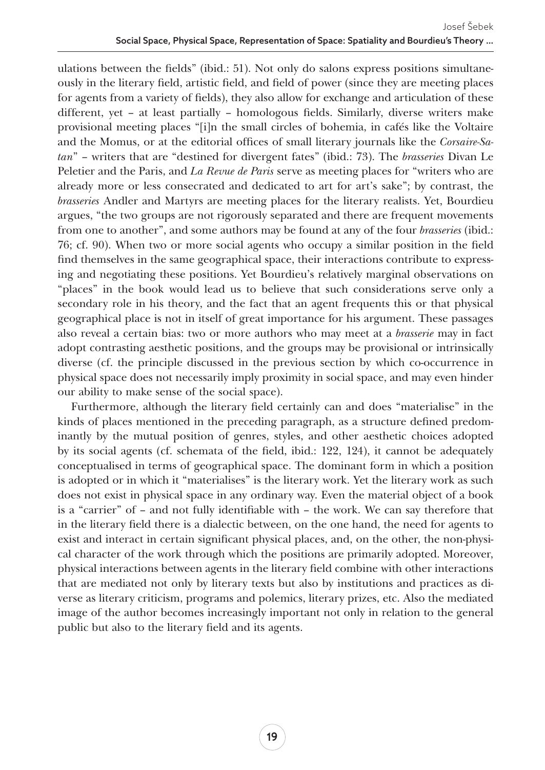ulations between the fields" (ibid.: 51). Not only do salons express positions simultaneously in the literary field, artistic field, and field of power (since they are meeting places for agents from a variety of fields), they also allow for exchange and articulation of these different, yet – at least partially – homologous fields. Similarly, diverse writers make provisional meeting places "[i]n the small circles of bohemia, in cafés like the Voltaire and the Momus, or at the editorial offices of small literary journals like the *Corsaire-Satan*" – writers that are "destined for divergent fates" (ibid.: 73). The *brasseries* Divan Le Peletier and the Paris, and *La Revue de Paris* serve as meeting places for "writers who are already more or less consecrated and dedicated to art for art's sake"; by contrast, the *brasseries* Andler and Martyrs are meeting places for the literary realists. Yet, Bourdieu argues, "the two groups are not rigorously separated and there are frequent movements from one to another", and some authors may be found at any of the four *brasseries* (ibid.: 76; cf. 90). When two or more social agents who occupy a similar position in the field find themselves in the same geographical space, their interactions contribute to expressing and negotiating these positions. Yet Bourdieu's relatively marginal observations on "places" in the book would lead us to believe that such considerations serve only a secondary role in his theory, and the fact that an agent frequents this or that physical geographical place is not in itself of great importance for his argument. These passages also reveal a certain bias: two or more authors who may meet at a *brasserie* may in fact adopt contrasting aesthetic positions, and the groups may be provisional or intrinsically diverse (cf. the principle discussed in the previous section by which co-occurrence in physical space does not necessarily imply proximity in social space, and may even hinder our ability to make sense of the social space).

Furthermore, although the literary field certainly can and does "materialise" in the kinds of places mentioned in the preceding paragraph, as a structure defined predominantly by the mutual position of genres, styles, and other aesthetic choices adopted by its social agents (cf. schemata of the field, ibid.: 122, 124), it cannot be adequately conceptualised in terms of geographical space. The dominant form in which a position is adopted or in which it "materialises" is the literary work. Yet the literary work as such does not exist in physical space in any ordinary way. Even the material object of a book is a "carrier" of – and not fully identifiable with – the work. We can say therefore that in the literary field there is a dialectic between, on the one hand, the need for agents to exist and interact in certain significant physical places, and, on the other, the non-physical character of the work through which the positions are primarily adopted. Moreover, physical interactions between agents in the literary field combine with other interactions that are mediated not only by literary texts but also by institutions and practices as diverse as literary criticism, programs and polemics, literary prizes, etc. Also the mediated image of the author becomes increasingly important not only in relation to the general public but also to the literary field and its agents.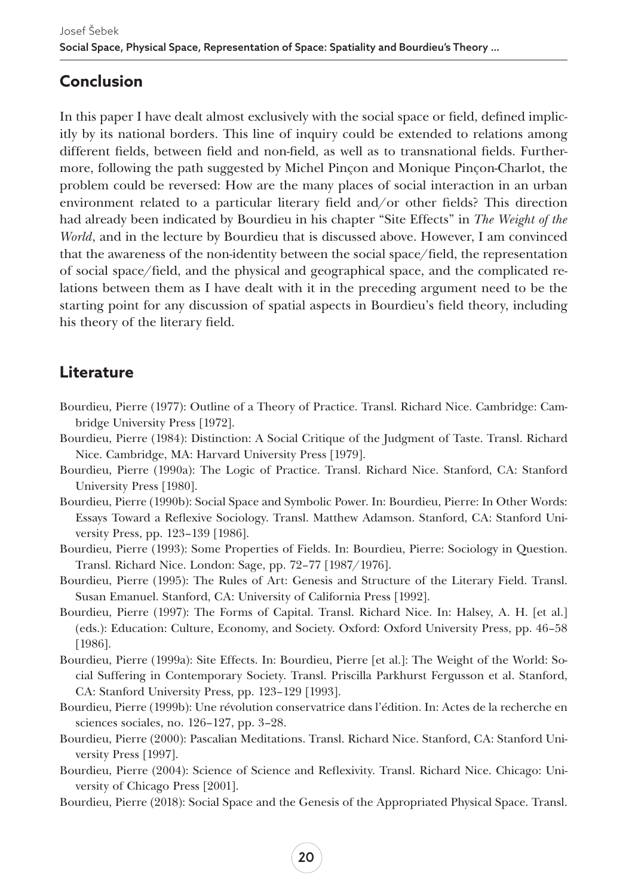## Conclusion

In this paper I have dealt almost exclusively with the social space or field, defined implicitly by its national borders. This line of inquiry could be extended to relations among different fields, between field and non-field, as well as to transnational fields. Furthermore, following the path suggested by Michel Pinçon and Monique Pinçon-Charlot, the problem could be reversed: How are the many places of social interaction in an urban environment related to a particular literary field and/or other fields? This direction had already been indicated by Bourdieu in his chapter "Site Effects" in *The Weight of the World*, and in the lecture by Bourdieu that is discussed above. However, I am convinced that the awareness of the non-identity between the social space/field, the representation of social space/field, and the physical and geographical space, and the complicated relations between them as I have dealt with it in the preceding argument need to be the starting point for any discussion of spatial aspects in Bourdieu's field theory, including his theory of the literary field.

## Literature

Bourdieu, Pierre (1977): Outline of a Theory of Practice. Transl. Richard Nice. Cambridge: Cambridge University Press [1972].

Bourdieu, Pierre (1984): Distinction: A Social Critique of the Judgment of Taste. Transl. Richard Nice. Cambridge, MA: Harvard University Press [1979].

Bourdieu, Pierre (1990a): The Logic of Practice. Transl. Richard Nice. Stanford, CA: Stanford University Press [1980].

Bourdieu, Pierre (1990b): Social Space and Symbolic Power. In: Bourdieu, Pierre: In Other Words: Essays Toward a Reflexive Sociology. Transl. Matthew Adamson. Stanford, CA: Stanford University Press, pp. 123–139 [1986].

Bourdieu, Pierre (1993): Some Properties of Fields. In: Bourdieu, Pierre: Sociology in Question. Transl. Richard Nice. London: Sage, pp. 72–77 [1987/1976].

Bourdieu, Pierre (1995): The Rules of Art: Genesis and Structure of the Literary Field. Transl. Susan Emanuel. Stanford, CA: University of California Press [1992].

Bourdieu, Pierre (1997): The Forms of Capital. Transl. Richard Nice. In: Halsey, A. H. [et al.] (eds.): Education: Culture, Economy, and Society. Oxford: Oxford University Press, pp. 46–58 [1986].

Bourdieu, Pierre (1999a): Site Effects. In: Bourdieu, Pierre [et al.]: The Weight of the World: Social Suffering in Contemporary Society. Transl. Priscilla Parkhurst Fergusson et al. Stanford, CA: Stanford University Press, pp. 123–129 [1993].

Bourdieu, Pierre (1999b): Une révolution conservatrice dans l'édition. In: Actes de la recherche en sciences sociales, no. 126–127, pp. 3–28.

Bourdieu, Pierre (2000): Pascalian Meditations. Transl. Richard Nice. Stanford, CA: Stanford University Press [1997].

Bourdieu, Pierre (2004): Science of Science and Reflexivity. Transl. Richard Nice. Chicago: University of Chicago Press [2001].

Bourdieu, Pierre (2018): Social Space and the Genesis of the Appropriated Physical Space. Transl.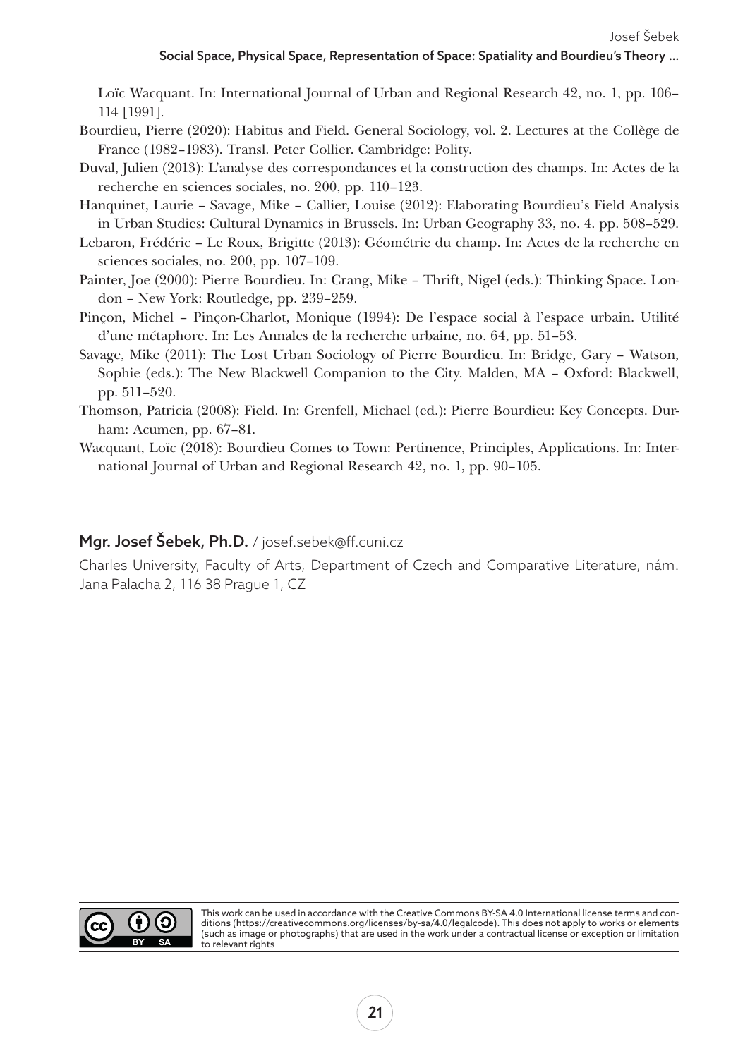Loïc Wacquant. In: International Journal of Urban and Regional Research 42, no. 1, pp. 106–114 [1991].

Bourdieu, Pierre (2020): Habitus and Field. General Sociology, vol. 2. Lectures at the Collège de France (1982–1983). Transl. Peter Collier. Cambridge: Polity.

Duval, Julien (2013): L'analyse des correspondances et la construction des champs. In: Actes de la recherche en sciences sociales, no. 200, pp. 110–123.

Hanquinet, Laurie – Savage, Mike – Callier, Louise (2012): Elaborating Bourdieu's Field Analysis in Urban Studies: Cultural Dynamics in Brussels. In: Urban Geography 33, no. 4. pp. 508–529.

Lebaron, Frédéric – Le Roux, Brigitte (2013): Géométrie du champ. In: Actes de la recherche en sciences sociales, no. 200, pp. 107–109.

Painter, Joe (2000): Pierre Bourdieu. In: Crang, Mike – Thrift, Nigel (eds.): Thinking Space. London – New York: Routledge, pp. 239–259.

Pinçon, Michel – Pinçon-Charlot, Monique (1994): De l'espace social à l'espace urbain. Utilité d'une métaphore. In: Les Annales de la recherche urbaine, no. 64, pp. 51–53.

Savage, Mike (2011): The Lost Urban Sociology of Pierre Bourdieu. In: Bridge, Gary – Watson, Sophie (eds.): The New Blackwell Companion to the City. Malden, MA – Oxford: Blackwell, pp. 511–520.

Thomson, Patricia (2008): Field. In: Grenfell, Michael (ed.): Pierre Bourdieu: Key Concepts. Durham: Acumen, pp. 67–81.

Wacquant, Loïc (2018): Bourdieu Comes to Town: Pertinence, Principles, Applications. In: International Journal of Urban and Regional Research 42, no. 1, pp. 90–105.

**Mgr. Josef Šebek, Ph.D.** / josef.sebek@ff.cuni.cz

Charles University, Faculty of Arts, Department of Czech and Comparative Literature, nám. Jana Palacha 2, 116 38 Prague 1, CZ

This work can be used in accordance with the Creative Commons BY-SA 4.0 International license terms and conditions (https://creativecommons.org/licenses/by-sa/4.0/legalcode). This does not apply to works or elements (such as image or photographs) that are used in the work under a contractual license or exception or limitation to relevant rights